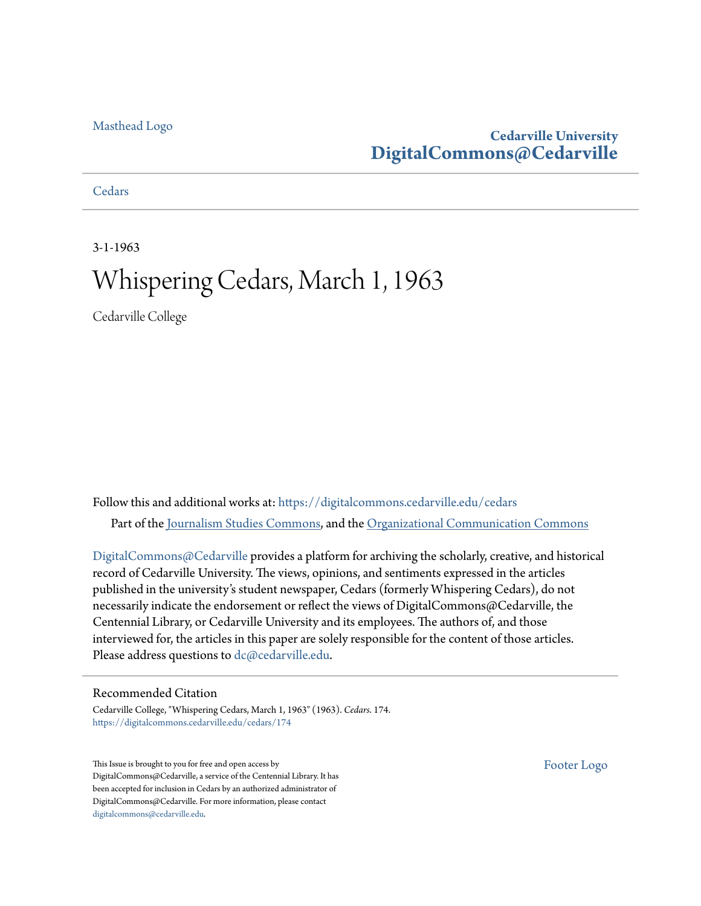Masthead Logo

**Cedarville University**
**DigitalCommons@Cedarville**

Cedars

3-1-1963

# Whispering Cedars, March 1, 1963

Cedarville College

Follow this and additional works at: https://digitalcommons.cedarville.edu/cedars

Part of the Journalism Studies Commons, and the Organizational Communication Commons

DigitalCommons@Cedarville provides a platform for archiving the scholarly, creative, and historical record of Cedarville University. The views, opinions, and sentiments expressed in the articles published in the university's student newspaper, Cedars (formerly Whispering Cedars), do not necessarily indicate the endorsement or reflect the views of DigitalCommons@Cedarville, the Centennial Library, or Cedarville University and its employees. The authors of, and those interviewed for, the articles in this paper are solely responsible for the content of those articles. Please address questions to dc@cedarville.edu.

## Recommended Citation

Cedarville College, "Whispering Cedars, March 1, 1963" (1963). *Cedars*. 174.
https://digitalcommons.cedarville.edu/cedars/174

This Issue is brought to you for free and open access by DigitalCommons@Cedarville, a service of the Centennial Library. It has been accepted for inclusion in Cedars by an authorized administrator of DigitalCommons@Cedarville. For more information, please contact digitalcommons@cedarville.edu.

Footer Logo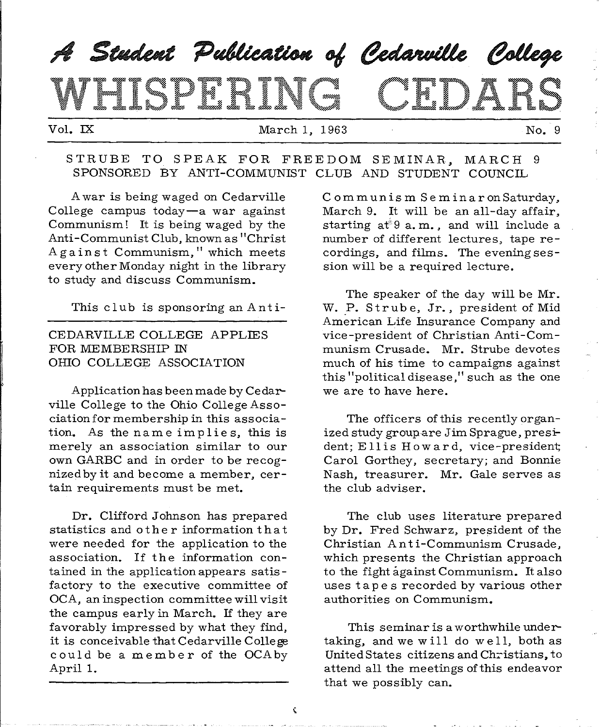# A Student Publication of Cedarville College

# WHISPERING CEDARS

Vol. IX March 1, 1963 No. 9

## STRUBE TO SPEAK FOR FREEDOM SEMINAR, MARCH 9 SPONSORED BY ANTI-COMMUNIST CLUB AND STUDENT COUNCIL

A war is being waged on Cedarville College campus today—a war against Communism! It is being waged by the Anti-Communist Club, known as "Christ Against Communism," which meets every other Monday night in the library to study and discuss Communism.

This club is sponsoring an Anti-Communism Seminar on Saturday, March 9. It will be an all-day affair, starting at 9 a.m., and will include a number of different lectures, tape recordings, and films. The evening session will be a required lecture.

The speaker of the day will be Mr. W. P. Strube, Jr., president of Mid American Life Insurance Company and vice-president of Christian Anti-Communism Crusade. Mr. Strube devotes much of his time to campaigns against this "political disease," such as the one we are to have here.

The officers of this recently organized study group are Jim Sprague, president; Ellis Howard, vice-president; Carol Gorthey, secretary; and Bonnie Nash, treasurer. Mr. Gale serves as the club adviser.

The club uses literature prepared by Dr. Fred Schwarz, president of the Christian Anti-Communism Crusade, which presents the Christian approach to the fight against Communism. It also uses tapes recorded by various other authorities on Communism.

This seminar is a worthwhile undertaking, and we will do well, both as United States citizens and Christians, to attend all the meetings of this endeavor that we possibly can.

## CEDARVILLE COLLEGE APPLIES FOR MEMBERSHIP IN OHIO COLLEGE ASSOCIATION

Application has been made by Cedarville College to the Ohio College Association for membership in this association. As the name implies, this is merely an association similar to our own GARBC and in order to be recognized by it and become a member, certain requirements must be met.

Dr. Clifford Johnson has prepared statistics and other information that were needed for the application to the association. If the information contained in the application appears satisfactory to the executive committee of OCA, an inspection committee will visit the campus early in March. If they are favorably impressed by what they find, it is conceivable that Cedarville College could be a member of the OCA by April 1.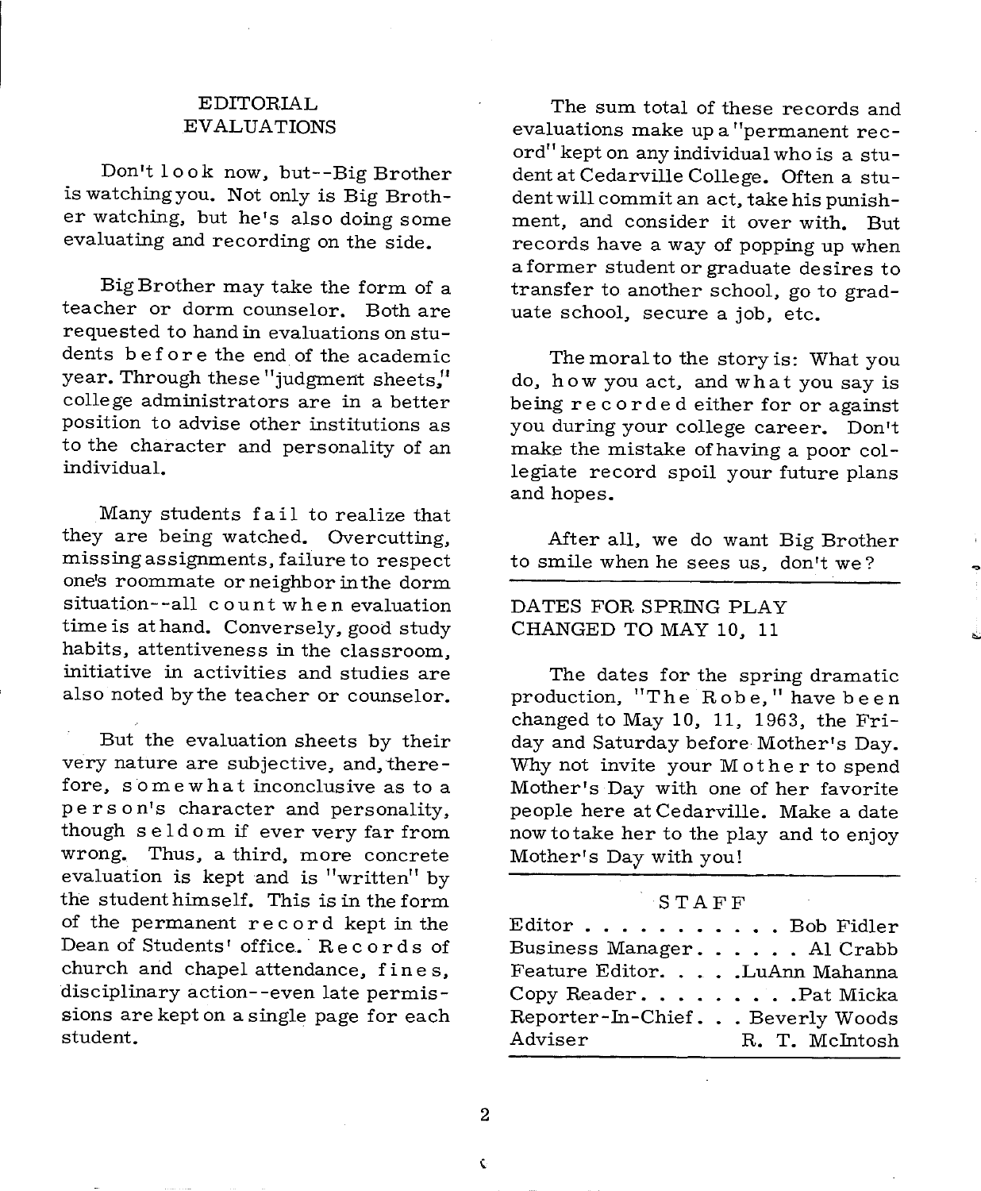## EDITORIAL EVALUATIONS

Don't look now, but--Big Brother is watching you. Not only is Big Brother watching, but he's also doing some evaluating and recording on the side.

Big Brother may take the form of a teacher or dorm counselor. Both are requested to hand in evaluations on students before the end of the academic year. Through these "judgment sheets," college administrators are in a better position to advise other institutions as to the character and personality of an individual.

Many students fail to realize that they are being watched. Overcutting, missing assignments, failure to respect one's roommate or neighbor in the dorm situation--all count when evaluation time is at hand. Conversely, good study habits, attentiveness in the classroom, initiative in activities and studies are also noted by the teacher or counselor.

But the evaluation sheets by their very nature are subjective, and, therefore, somewhat inconclusive as to a person's character and personality, though seldom if ever very far from wrong. Thus, a third, more concrete evaluation is kept and is "written" by the student himself. This is in the form of the permanent record kept in the Dean of Students' office. Records of church and chapel attendance, fines, disciplinary action--even late permissions are kept on a single page for each student.

The sum total of these records and evaluations make up a "permanent record" kept on any individual who is a student at Cedarville College. Often a student will commit an act, take his punishment, and consider it over with. But records have a way of popping up when a former student or graduate desires to transfer to another school, go to graduate school, secure a job, etc.

The moral to the story is: What you do, how you act, and what you say is being recorded either for or against you during your college career. Don't make the mistake of having a poor collegiate record spoil your future plans and hopes.

After all, we do want Big Brother to smile when he sees us, don't we?

## DATES FOR SPRING PLAY CHANGED TO MAY 10, 11

The dates for the spring dramatic production, "The Robe," have been changed to May 10, 11, 1963, the Friday and Saturday before Mother's Day. Why not invite your Mother to spend Mother's Day with one of her favorite people here at Cedarville. Make a date now to take her to the play and to enjoy Mother's Day with you!

### STAFF

| | |
|---|---|
| Editor | Bob Fidler |
| Business Manager | Al Crabb |
| Feature Editor | LuAnn Mahanna |
| Copy Reader | Pat Micka |
| Reporter-In-Chief | Beverly Woods |
| Adviser | R. T. McIntosh |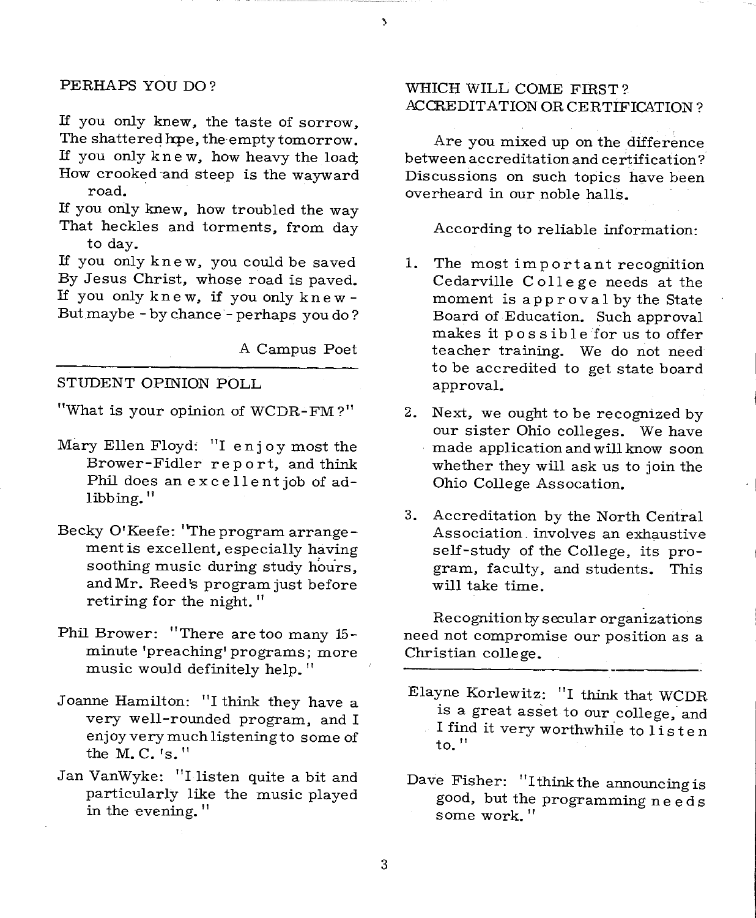## PERHAPS YOU DO?

If you only knew, the taste of sorrow,
The shattered hope, the empty tomorrow.
If you only knew, how heavy the load;
How crooked and steep is the wayward road.
If you only knew, how troubled the way
That heckles and torments, from day to day.
If you only knew, you could be saved
By Jesus Christ, whose road is paved.
If you only knew, if you only knew -
But maybe - by chance - perhaps you do?

A Campus Poet

---

## STUDENT OPINION POLL

"What is your opinion of WCDR-FM?"

Mary Ellen Floyd: "I enjoy most the Brower-Fidler report, and think Phil does an excellent job of ad-libbing."

Becky O'Keefe: "The program arrangement is excellent, especially having soothing music during study hours, and Mr. Reed's program just before retiring for the night."

Phil Brower: "There are too many 15-minute 'preaching' programs; more music would definitely help."

Joanne Hamilton: "I think they have a very well-rounded program, and I enjoy very much listening to some of the M. C.'s."

Jan VanWyke: "I listen quite a bit and particularly like the music played in the evening."

Elayne Korlewitz: "I think that WCDR is a great asset to our college, and I find it very worthwhile to listen to."

Dave Fisher: "I think the announcing is good, but the programming needs some work."

## WHICH WILL COME FIRST? ACCREDITATION OR CERTIFICATION?

Are you mixed up on the difference between accreditation and certification? Discussions on such topics have been overheard in our noble halls.

According to reliable information:

1. The most important recognition Cedarville College needs at the moment is approval by the State Board of Education. Such approval makes it possible for us to offer teacher training. We do not need to be accredited to get state board approval.

2. Next, we ought to be recognized by our sister Ohio colleges. We have made application and will know soon whether they will ask us to join the Ohio College Assocation.

3. Accreditation by the North Central Association involves an exhaustive self-study of the College, its program, faculty, and students. This will take time.

Recognition by secular organizations need not compromise our position as a Christian college.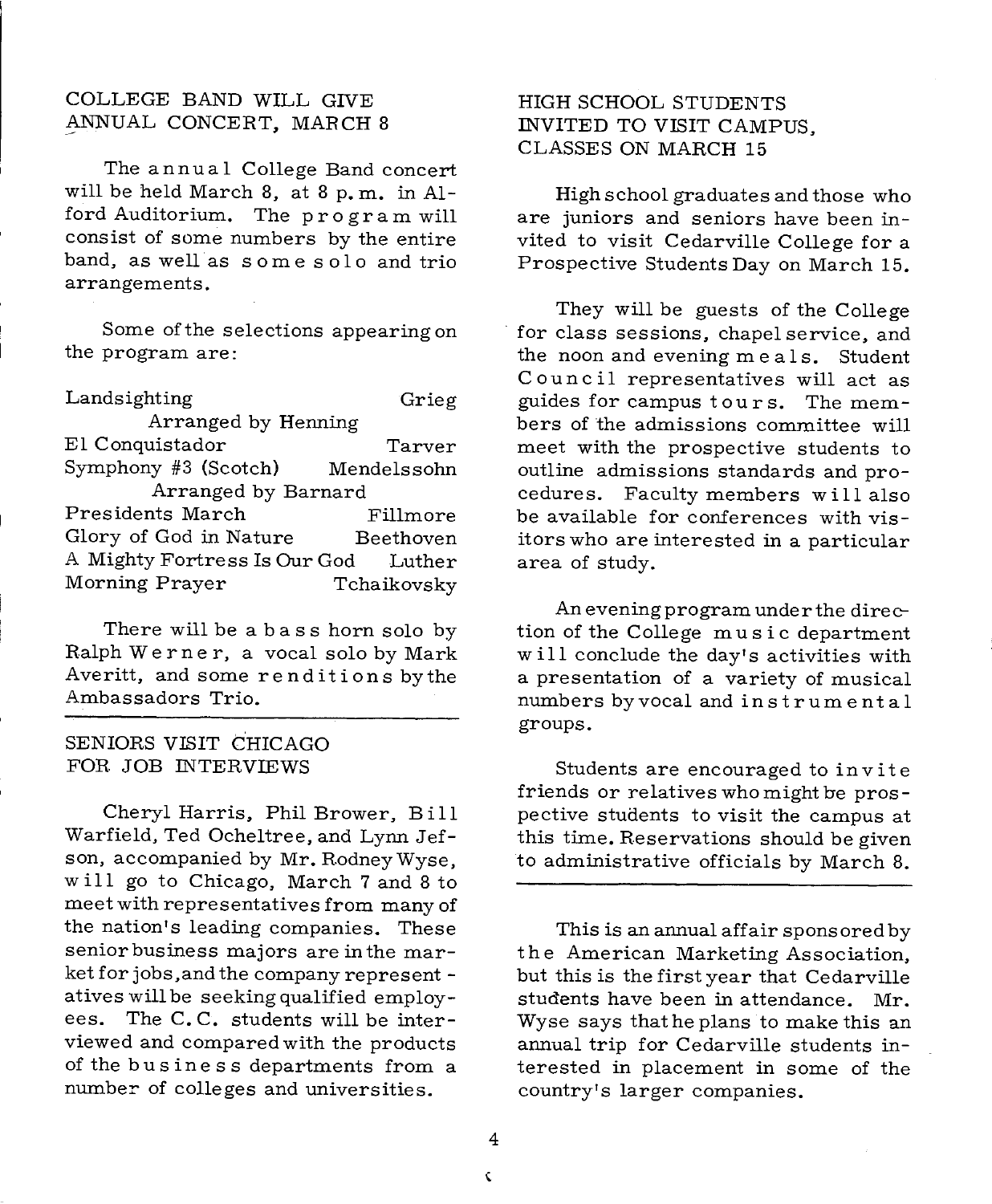## COLLEGE BAND WILL GIVE ANNUAL CONCERT, MARCH 8

The annual College Band concert will be held March 8, at 8 p.m. in Alford Auditorium. The program will consist of some numbers by the entire band, as well as some solo and trio arrangements.

Some of the selections appearing on the program are:

| | |
|---|---|
| Landsighting<br>Arranged by Henning | Grieg |
| El Conquistador | Tarver |
| Symphony #3 (Scotch)<br>Arranged by Barnard | Mendelssohn |
| Presidents March | Fillmore |
| Glory of God in Nature | Beethoven |
| A Mighty Fortress Is Our God | Luther |
| Morning Prayer | Tchaikovsky |

There will be a bass horn solo by Ralph Werner, a vocal solo by Mark Averitt, and some renditions by the Ambassadors Trio.

## SENIORS VISIT CHICAGO FOR JOB INTERVIEWS

Cheryl Harris, Phil Brower, Bill Warfield, Ted Ocheltree, and Lynn Jefson, accompanied by Mr. Rodney Wyse, will go to Chicago, March 7 and 8 to meet with representatives from many of the nation's leading companies. These senior business majors are in the market for jobs, and the company representatives will be seeking qualified employees. The C.C. students will be interviewed and compared with the products of the business departments from a number of colleges and universities.

This is an annual affair sponsored by the American Marketing Association, but this is the first year that Cedarville students have been in attendance. Mr. Wyse says that he plans to make this an annual trip for Cedarville students interested in placement in some of the country's larger companies.

## HIGH SCHOOL STUDENTS INVITED TO VISIT CAMPUS, CLASSES ON MARCH 15

High school graduates and those who are juniors and seniors have been invited to visit Cedarville College for a Prospective Students Day on March 15.

They will be guests of the College for class sessions, chapel service, and the noon and evening meals. Student Council representatives will act as guides for campus tours. The members of the admissions committee will meet with the prospective students to outline admissions standards and procedures. Faculty members will also be available for conferences with visitors who are interested in a particular area of study.

An evening program under the direction of the College music department will conclude the day's activities with a presentation of a variety of musical numbers by vocal and instrumental groups.

Students are encouraged to invite friends or relatives who might be prospective students to visit the campus at this time. Reservations should be given to administrative officials by March 8.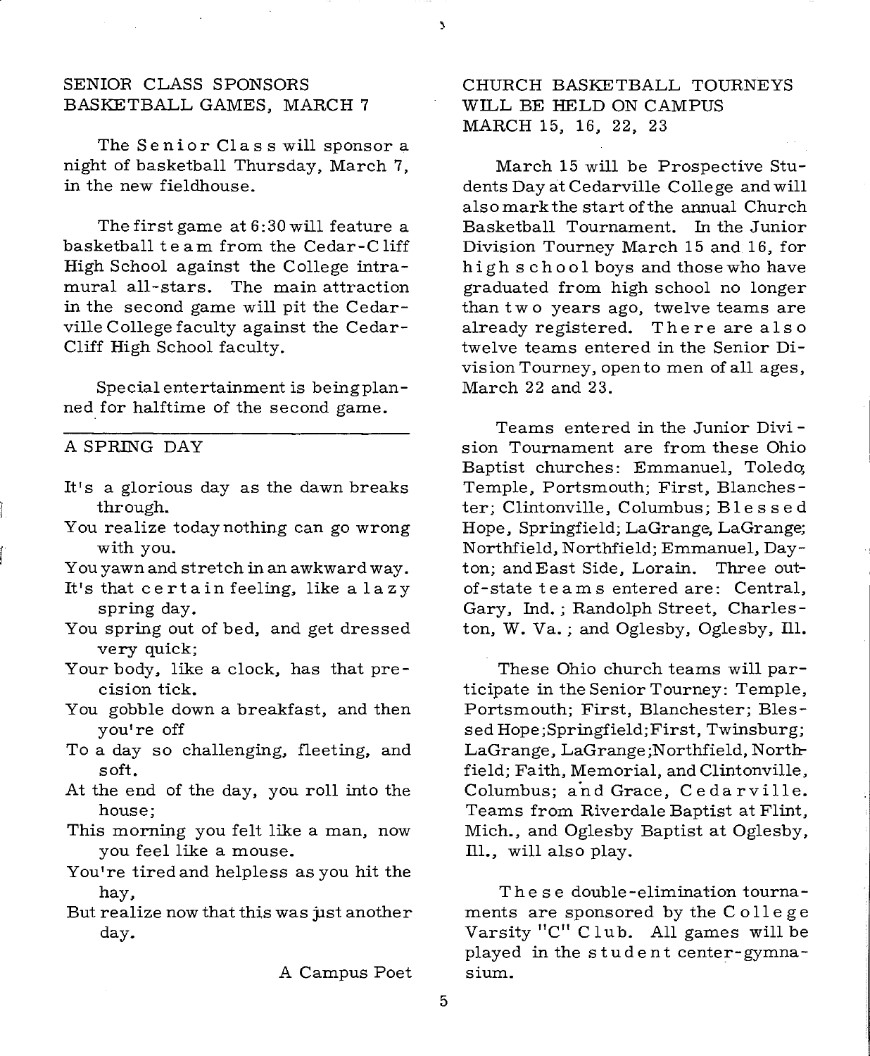## SENIOR CLASS SPONSORS BASKETBALL GAMES, MARCH 7

The Senior Class will sponsor a night of basketball Thursday, March 7, in the new fieldhouse.

The first game at 6:30 will feature a basketball team from the Cedar-Cliff High School against the College intramural all-stars. The main attraction in the second game will pit the Cedarville College faculty against the Cedar-Cliff High School faculty.

Special entertainment is being planned for halftime of the second game.

---

## A SPRING DAY

It's a glorious day as the dawn breaks through.
You realize today nothing can go wrong with you.
You yawn and stretch in an awkward way.
It's that certain feeling, like a lazy spring day.
You spring out of bed, and get dressed very quick;
Your body, like a clock, has that precision tick.
You gobble down a breakfast, and then you're off
To a day so challenging, fleeting, and soft.
At the end of the day, you roll into the house;
This morning you felt like a man, now you feel like a mouse.
You're tired and helpless as you hit the hay,
But realize now that this was just another day.

A Campus Poet

## CHURCH BASKETBALL TOURNEYS WILL BE HELD ON CAMPUS MARCH 15, 16, 22, 23

March 15 will be Prospective Students Day at Cedarville College and will also mark the start of the annual Church Basketball Tournament. In the Junior Division Tourney March 15 and 16, for high school boys and those who have graduated from high school no longer than two years ago, twelve teams are already registered. There are also twelve teams entered in the Senior Division Tourney, open to men of all ages, March 22 and 23.

Teams entered in the Junior Division Tournament are from these Ohio Baptist churches: Emmanuel, Toledo; Temple, Portsmouth; First, Blanchester; Clintonville, Columbus; Blessed Hope, Springfield; LaGrange, LaGrange; Northfield, Northfield; Emmanuel, Dayton; and East Side, Lorain. Three out-of-state teams entered are: Central, Gary, Ind.; Randolph Street, Charleston, W. Va.; and Oglesby, Oglesby, Ill.

These Ohio church teams will participate in the Senior Tourney: Temple, Portsmouth; First, Blanchester; Blessed Hope; Springfield; First, Twinsburg; LaGrange, LaGrange; Northfield, Northfield; Faith, Memorial, and Clintonville, Columbus; and Grace, Cedarville. Teams from Riverdale Baptist at Flint, Mich., and Oglesby Baptist at Oglesby, Ill., will also play.

These double-elimination tournaments are sponsored by the College Varsity "C" Club. All games will be played in the student center-gymnasium.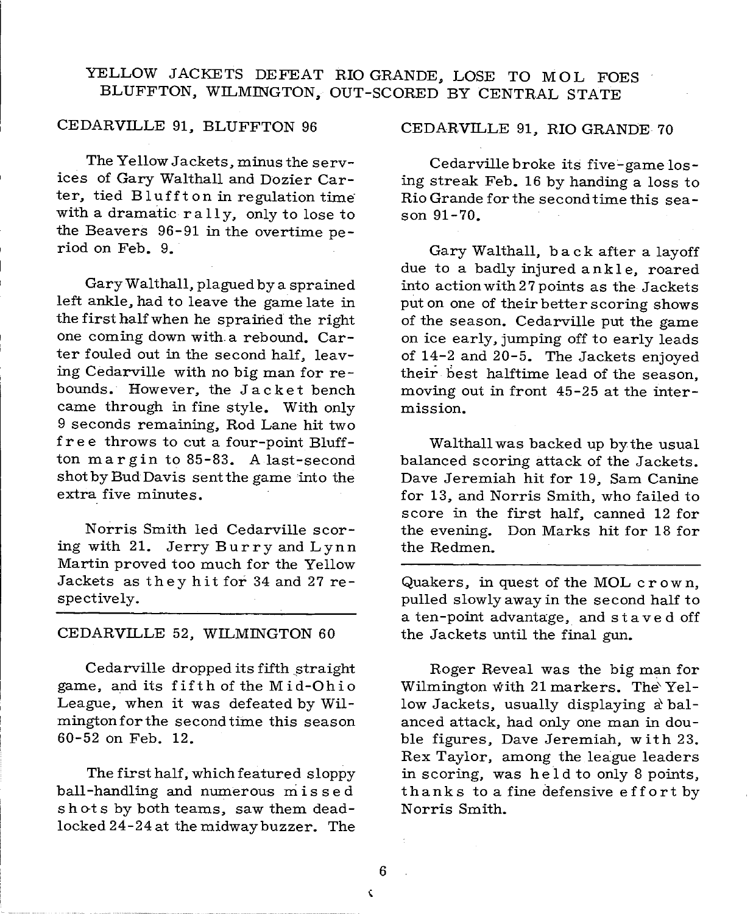## YELLOW JACKETS DEFEAT RIO GRANDE, LOSE TO MOL FOES BLUFFTON, WILMINGTON, OUT-SCORED BY CENTRAL STATE

### CEDARVILLE 91, BLUFFTON 96

The Yellow Jackets, minus the services of Gary Walthall and Dozier Carter, tied Bluffton in regulation time with a dramatic rally, only to lose to the Beavers 96-91 in the overtime period on Feb. 9.

Gary Walthall, plagued by a sprained left ankle, had to leave the game late in the first half when he sprained the right one coming down with a rebound. Carter fouled out in the second half, leaving Cedarville with no big man for rebounds. However, the Jacket bench came through in fine style. With only 9 seconds remaining, Rod Lane hit two free throws to cut a four-point Bluffton margin to 85-83. A last-second shot by Bud Davis sent the game into the extra five minutes.

Norris Smith led Cedarville scoring with 21. Jerry Burry and Lynn Martin proved too much for the Yellow Jackets as they hit for 34 and 27 respectively.

---

### CEDARVILLE 52, WILMINGTON 60

Cedarville dropped its fifth straight game, and its fifth of the Mid-Ohio League, when it was defeated by Wilmington for the second time this season 60-52 on Feb. 12.

The first half, which featured sloppy ball-handling and numerous missed shots by both teams, saw them deadlocked 24-24 at the midway buzzer. The Quakers, in quest of the MOL crown, pulled slowly away in the second half to a ten-point advantage, and staved off the Jackets until the final gun.

Roger Reveal was the big man for Wilmington with 21 markers. The Yellow Jackets, usually displaying a balanced attack, had only one man in double figures, Dave Jeremiah, with 23. Rex Taylor, among the league leaders in scoring, was held to only 8 points, thanks to a fine defensive effort by Norris Smith.

---

### CEDARVILLE 91, RIO GRANDE 70

Cedarville broke its five-game losing streak Feb. 16 by handing a loss to Rio Grande for the second time this season 91-70.

Gary Walthall, back after a layoff due to a badly injured ankle, roared into action with 27 points as the Jackets put on one of their better scoring shows of the season. Cedarville put the game on ice early, jumping off to early leads of 14-2 and 20-5. The Jackets enjoyed their best halftime lead of the season, moving out in front 45-25 at the intermission.

Walthall was backed up by the usual balanced scoring attack of the Jackets. Dave Jeremiah hit for 19, Sam Canine for 13, and Norris Smith, who failed to score in the first half, canned 12 for the evening. Don Marks hit for 18 for the Redmen.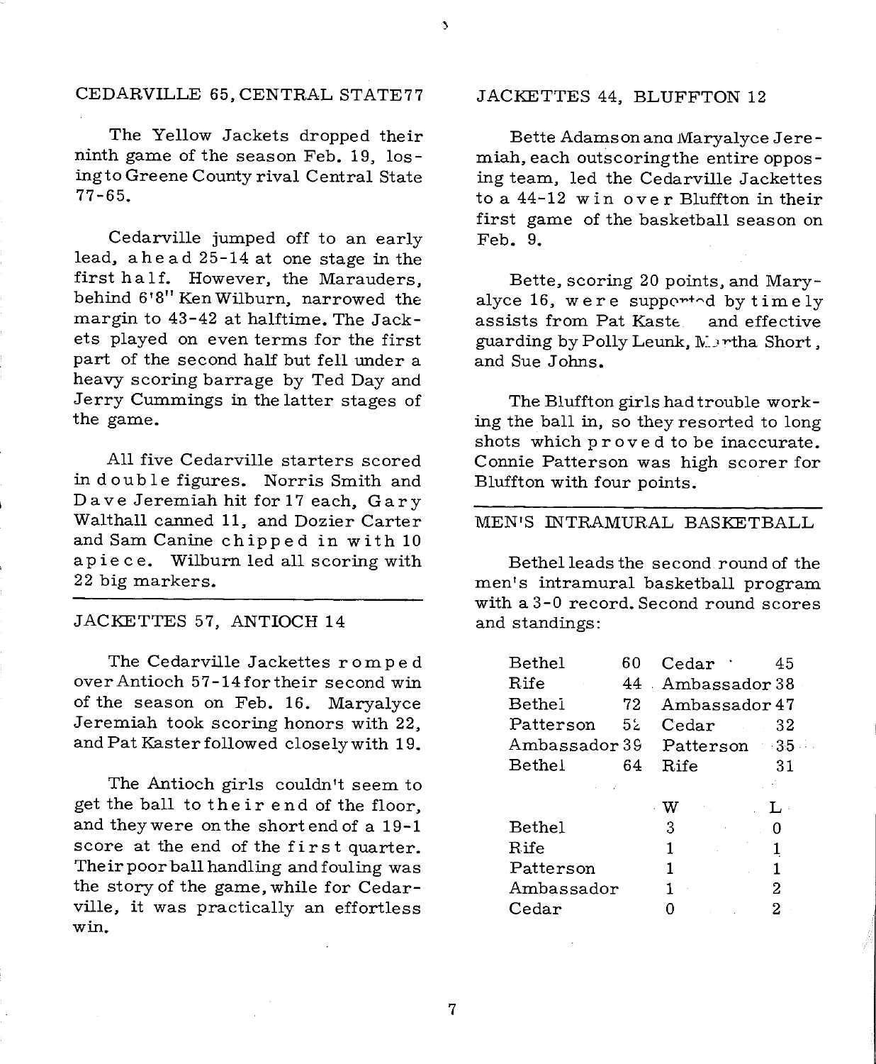## CEDARVILLE 65, CENTRAL STATE 77

The Yellow Jackets dropped their ninth game of the season Feb. 19, losing to Greene County rival Central State 77-65.

Cedarville jumped off to an early lead, ahead 25-14 at one stage in the first half. However, the Marauders, behind 6'8" Ken Wilburn, narrowed the margin to 43-42 at halftime. The Jackets played on even terms for the first part of the second half but fell under a heavy scoring barrage by Ted Day and Jerry Cummings in the latter stages of the game.

All five Cedarville starters scored in double figures. Norris Smith and Dave Jeremiah hit for 17 each, Gary Walthall canned 11, and Dozier Carter and Sam Canine chipped in with 10 apiece. Wilburn led all scoring with 22 big markers.

## JACKETTES 57, ANTIOCH 14

The Cedarville Jackettes romped over Antioch 57-14 for their second win of the season on Feb. 16. Maryalyce Jeremiah took scoring honors with 22, and Pat Kaster followed closely with 19.

The Antioch girls couldn't seem to get the ball to their end of the floor, and they were on the short end of a 19-1 score at the end of the first quarter. Their poor ball handling and fouling was the story of the game, while for Cedarville, it was practically an effortless win.

## JACKETTES 44, BLUFFTON 12

Bette Adamson and Maryalyce Jeremiah, each outscoring the entire opposing team, led the Cedarville Jackettes to a 44-12 win over Bluffton in their first game of the basketball season on Feb. 9.

Bette, scoring 20 points, and Maryalyce 16, were supported by timely assists from Pat Kaste and effective guarding by Polly Leunk, Martha Short, and Sue Johns.

The Bluffton girls had trouble working the ball in, so they resorted to long shots which proved to be inaccurate. Connie Patterson was high scorer for Bluffton with four points.

## MEN'S INTRAMURAL BASKETBALL

Bethel leads the second round of the men's intramural basketball program with a 3-0 record. Second round scores and standings:

| | | | |
|---|---|---|---|
| Bethel | 60 | Cedar | 45 |
| Rife | 44 | Ambassador | 38 |
| Bethel | 72 | Ambassador | 47 |
| Patterson | 52 | Cedar | 32 |
| Ambassador | 39 | Patterson | 35 |
| Bethel | 64 | Rife | 31 |

| | W | L |
|---|---|---|
| Bethel | 3 | 0 |
| Rife | 1 | 1 |
| Patterson | 1 | 1 |
| Ambassador | 1 | 2 |
| Cedar | 0 | 2 |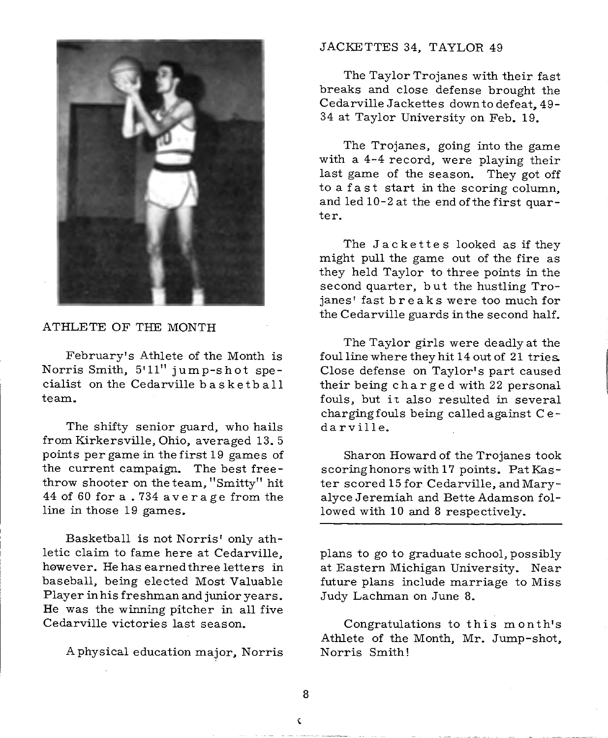## ATHLETE OF THE MONTH

February's Athlete of the Month is Norris Smith, 5'11" jump-shot specialist on the Cedarville basketball team.

The shifty senior guard, who hails from Kirkersville, Ohio, averaged 13.5 points per game in the first 19 games of the current campaign. The best free-throw shooter on the team, "Smitty" hit 44 of 60 for a .734 average from the line in those 19 games.

Basketball is not Norris' only athletic claim to fame here at Cedarville, however. He has earned three letters in baseball, being elected Most Valuable Player in his freshman and junior years. He was the winning pitcher in all five Cedarville victories last season.

A physical education major, Norris plans to go to graduate school, possibly at Eastern Michigan University. Near future plans include marriage to Miss Judy Lachman on June 8.

Congratulations to this month's Athlete of the Month, Mr. Jump-shot, Norris Smith!

## JACKETTES 34, TAYLOR 49

The Taylor Trojanes with their fast breaks and close defense brought the Cedarville Jackettes down to defeat, 49-34 at Taylor University on Feb. 19.

The Trojanes, going into the game with a 4-4 record, were playing their last game of the season. They got off to a fast start in the scoring column, and led 10-2 at the end of the first quarter.

The Jackettes looked as if they might pull the game out of the fire as they held Taylor to three points in the second quarter, but the hustling Trojanes' fast breaks were too much for the Cedarville guards in the second half.

The Taylor girls were deadly at the foul line where they hit 14 out of 21 tries. Close defense on Taylor's part caused their being charged with 22 personal fouls, but it also resulted in several charging fouls being called against Cedarville.

Sharon Howard of the Trojanes took scoring honors with 17 points. Pat Kaster scored 15 for Cedarville, and Maryalyce Jeremiah and Bette Adamson followed with 10 and 8 respectively.